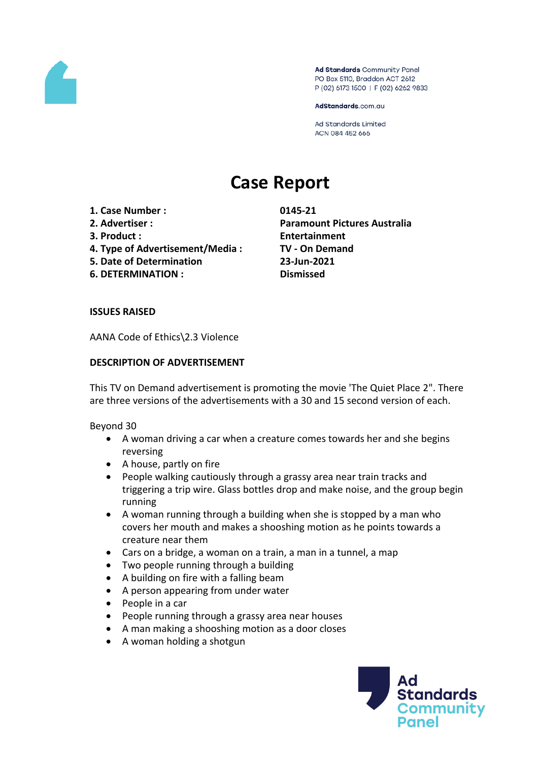Ad Standards Community Panel
PO Box 5110, Braddon ACT 2612
P (02) 6173 1500 | F (02) 6262 9833

AdStandards.com.au

Ad Standards Limited
ACN 084 452 666

# Case Report

| | |
|---|---|
| **1. Case Number :** | **0145-21** |
| **2. Advertiser :** | **Paramount Pictures Australia** |
| **3. Product :** | **Entertainment** |
| **4. Type of Advertisement/Media :** | **TV - On Demand** |
| **5. Date of Determination** | **23-Jun-2021** |
| **6. DETERMINATION :** | **Dismissed** |

**ISSUES RAISED**

AANA Code of Ethics\2.3 Violence

**DESCRIPTION OF ADVERTISEMENT**

This TV on Demand advertisement is promoting the movie 'The Quiet Place 2". There are three versions of the advertisements with a 30 and 15 second version of each.

Beyond 30

- A woman driving a car when a creature comes towards her and she begins reversing
- A house, partly on fire
- People walking cautiously through a grassy area near train tracks and triggering a trip wire. Glass bottles drop and make noise, and the group begin running
- A woman running through a building when she is stopped by a man who covers her mouth and makes a shooshing motion as he points towards a creature near them
- Cars on a bridge, a woman on a train, a man in a tunnel, a map
- Two people running through a building
- A building on fire with a falling beam
- A person appearing from under water
- People in a car
- People running through a grassy area near houses
- A man making a shooshing motion as a door closes
- A woman holding a shotgun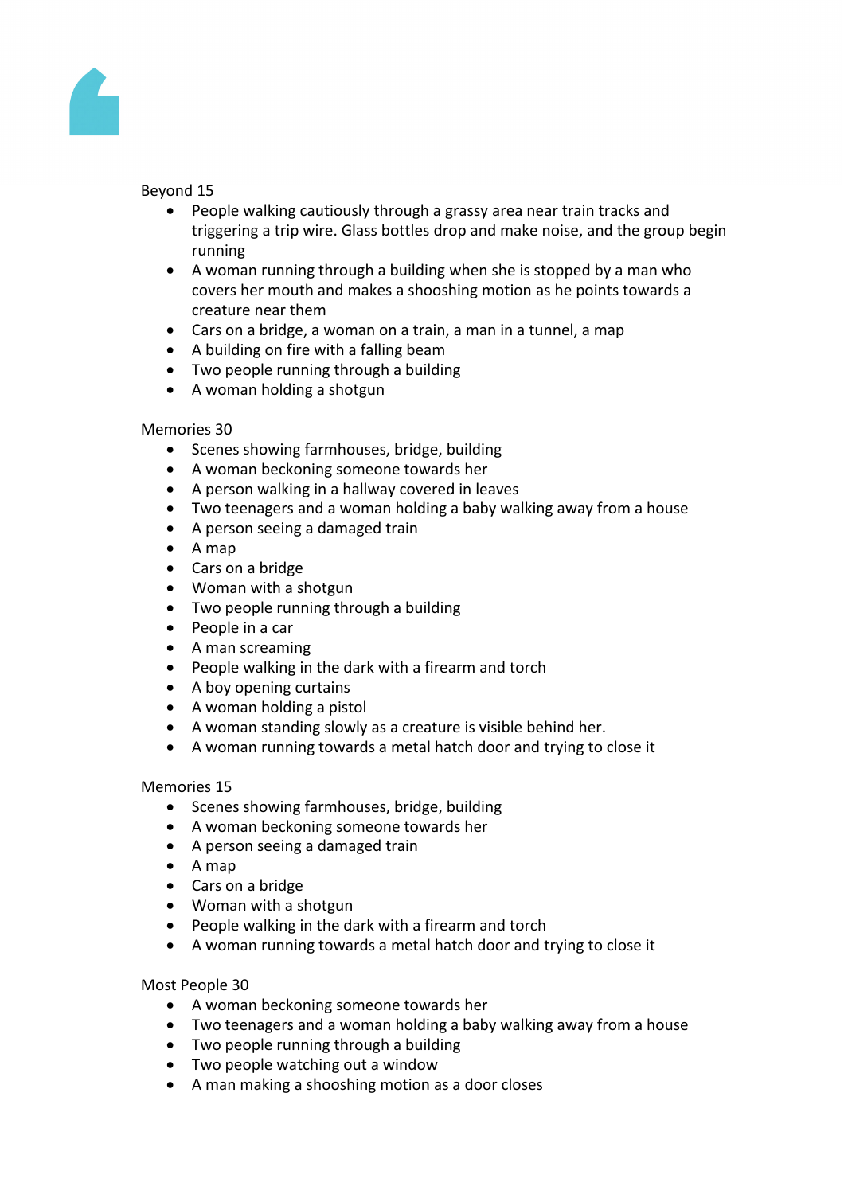Beyond 15

- People walking cautiously through a grassy area near train tracks and triggering a trip wire. Glass bottles drop and make noise, and the group begin running
- A woman running through a building when she is stopped by a man who covers her mouth and makes a shooshing motion as he points towards a creature near them
- Cars on a bridge, a woman on a train, a man in a tunnel, a map
- A building on fire with a falling beam
- Two people running through a building
- A woman holding a shotgun

Memories 30

- Scenes showing farmhouses, bridge, building
- A woman beckoning someone towards her
- A person walking in a hallway covered in leaves
- Two teenagers and a woman holding a baby walking away from a house
- A person seeing a damaged train
- A map
- Cars on a bridge
- Woman with a shotgun
- Two people running through a building
- People in a car
- A man screaming
- People walking in the dark with a firearm and torch
- A boy opening curtains
- A woman holding a pistol
- A woman standing slowly as a creature is visible behind her.
- A woman running towards a metal hatch door and trying to close it

Memories 15

- Scenes showing farmhouses, bridge, building
- A woman beckoning someone towards her
- A person seeing a damaged train
- A map
- Cars on a bridge
- Woman with a shotgun
- People walking in the dark with a firearm and torch
- A woman running towards a metal hatch door and trying to close it

Most People 30

- A woman beckoning someone towards her
- Two teenagers and a woman holding a baby walking away from a house
- Two people running through a building
- Two people watching out a window
- A man making a shooshing motion as a door closes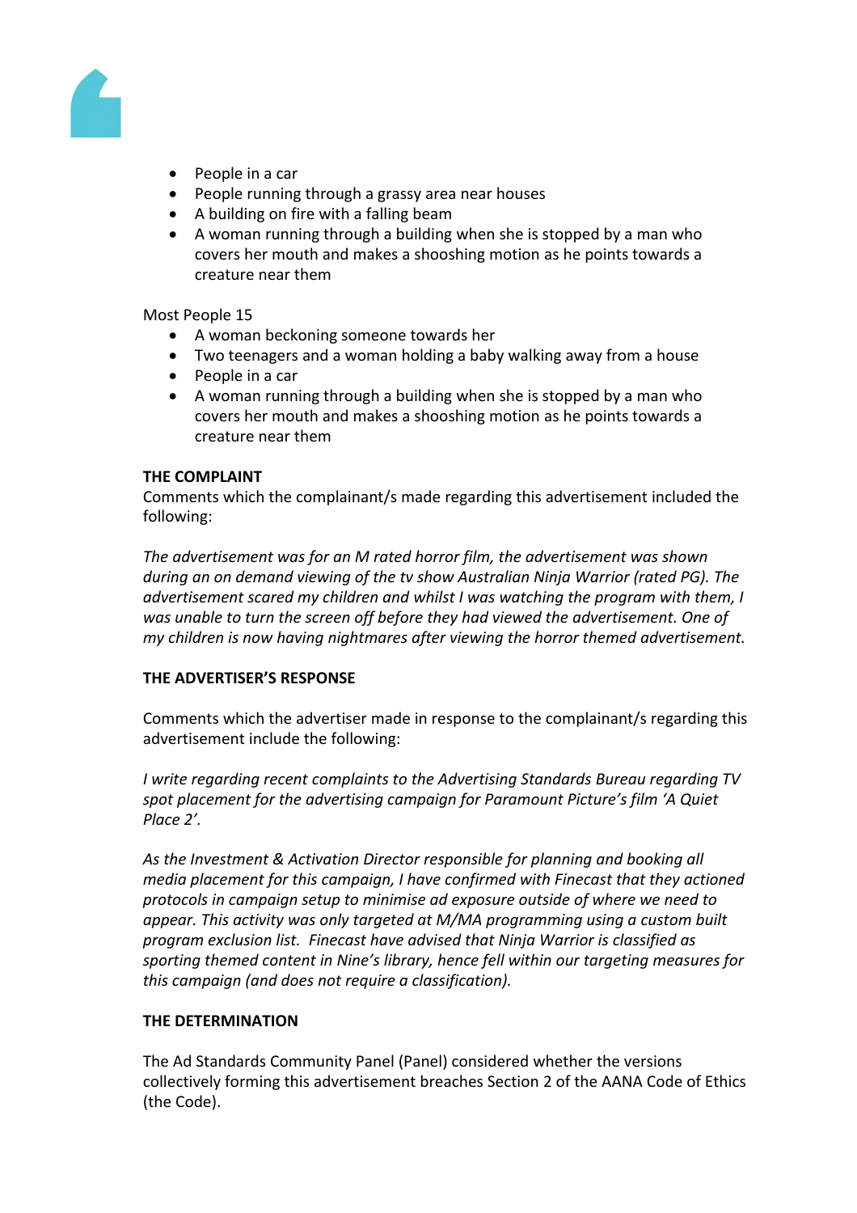- People in a car
- People running through a grassy area near houses
- A building on fire with a falling beam
- A woman running through a building when she is stopped by a man who covers her mouth and makes a shooshing motion as he points towards a creature near them

Most People 15

- A woman beckoning someone towards her
- Two teenagers and a woman holding a baby walking away from a house
- People in a car
- A woman running through a building when she is stopped by a man who covers her mouth and makes a shooshing motion as he points towards a creature near them

**THE COMPLAINT**

Comments which the complainant/s made regarding this advertisement included the following:

*The advertisement was for an M rated horror film, the advertisement was shown during an on demand viewing of the tv show Australian Ninja Warrior (rated PG). The advertisement scared my children and whilst I was watching the program with them, I was unable to turn the screen off before they had viewed the advertisement. One of my children is now having nightmares after viewing the horror themed advertisement.*

**THE ADVERTISER'S RESPONSE**

Comments which the advertiser made in response to the complainant/s regarding this advertisement include the following:

*I write regarding recent complaints to the Advertising Standards Bureau regarding TV spot placement for the advertising campaign for Paramount Picture's film 'A Quiet Place 2'.*

*As the Investment & Activation Director responsible for planning and booking all media placement for this campaign, I have confirmed with Finecast that they actioned protocols in campaign setup to minimise ad exposure outside of where we need to appear. This activity was only targeted at M/MA programming using a custom built program exclusion list. Finecast have advised that Ninja Warrior is classified as sporting themed content in Nine's library, hence fell within our targeting measures for this campaign (and does not require a classification).*

**THE DETERMINATION**

The Ad Standards Community Panel (Panel) considered whether the versions collectively forming this advertisement breaches Section 2 of the AANA Code of Ethics (the Code).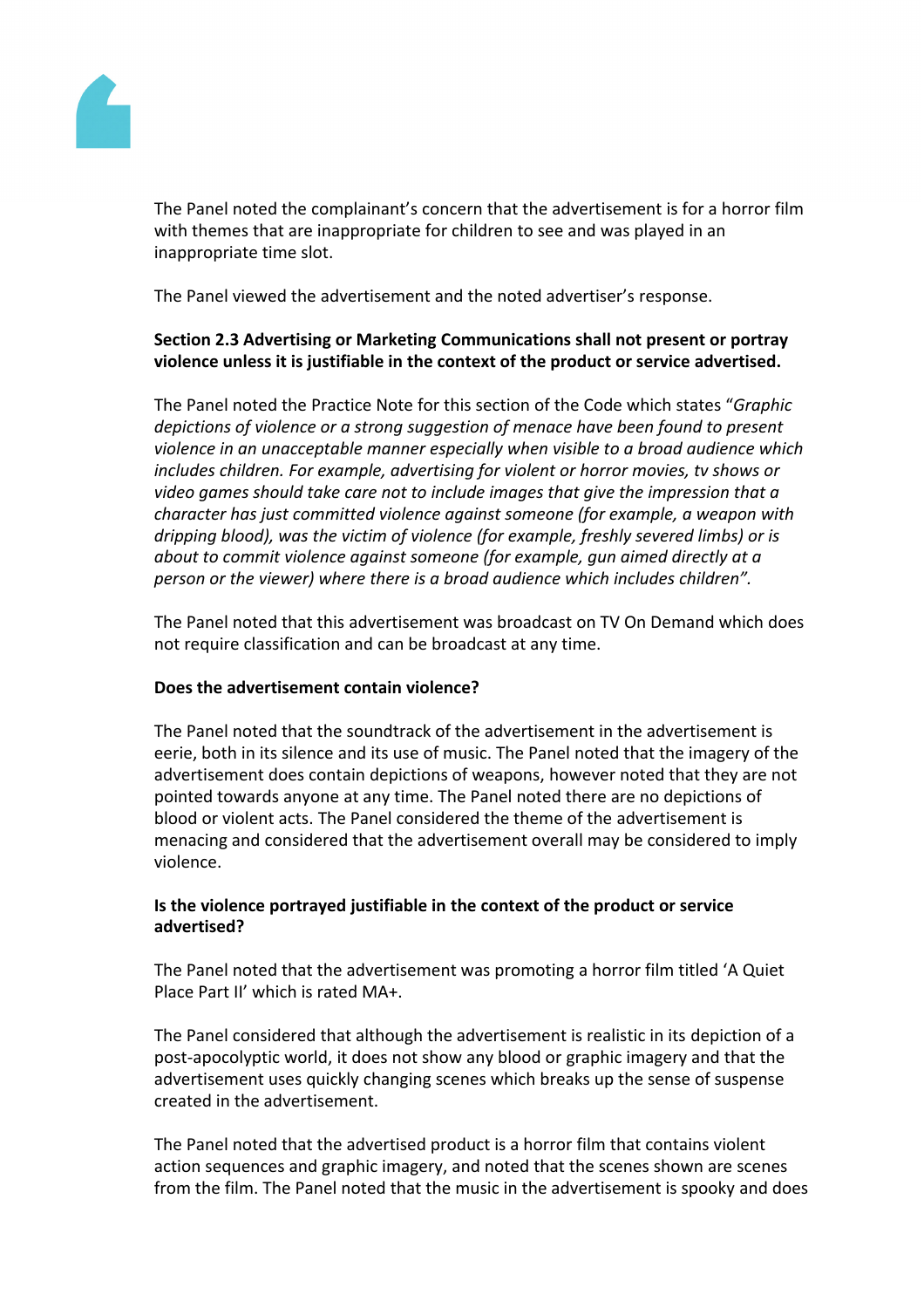The Panel noted the complainant's concern that the advertisement is for a horror film with themes that are inappropriate for children to see and was played in an inappropriate time slot.

The Panel viewed the advertisement and the noted advertiser's response.

**Section 2.3 Advertising or Marketing Communications shall not present or portray violence unless it is justifiable in the context of the product or service advertised.**

The Panel noted the Practice Note for this section of the Code which states "*Graphic depictions of violence or a strong suggestion of menace have been found to present violence in an unacceptable manner especially when visible to a broad audience which includes children. For example, advertising for violent or horror movies, tv shows or video games should take care not to include images that give the impression that a character has just committed violence against someone (for example, a weapon with dripping blood), was the victim of violence (for example, freshly severed limbs) or is about to commit violence against someone (for example, gun aimed directly at a person or the viewer) where there is a broad audience which includes children".*

The Panel noted that this advertisement was broadcast on TV On Demand which does not require classification and can be broadcast at any time.

**Does the advertisement contain violence?**

The Panel noted that the soundtrack of the advertisement in the advertisement is eerie, both in its silence and its use of music. The Panel noted that the imagery of the advertisement does contain depictions of weapons, however noted that they are not pointed towards anyone at any time. The Panel noted there are no depictions of blood or violent acts. The Panel considered the theme of the advertisement is menacing and considered that the advertisement overall may be considered to imply violence.

**Is the violence portrayed justifiable in the context of the product or service advertised?**

The Panel noted that the advertisement was promoting a horror film titled 'A Quiet Place Part II' which is rated MA+.

The Panel considered that although the advertisement is realistic in its depiction of a post-apocolyptic world, it does not show any blood or graphic imagery and that the advertisement uses quickly changing scenes which breaks up the sense of suspense created in the advertisement.

The Panel noted that the advertised product is a horror film that contains violent action sequences and graphic imagery, and noted that the scenes shown are scenes from the film. The Panel noted that the music in the advertisement is spooky and does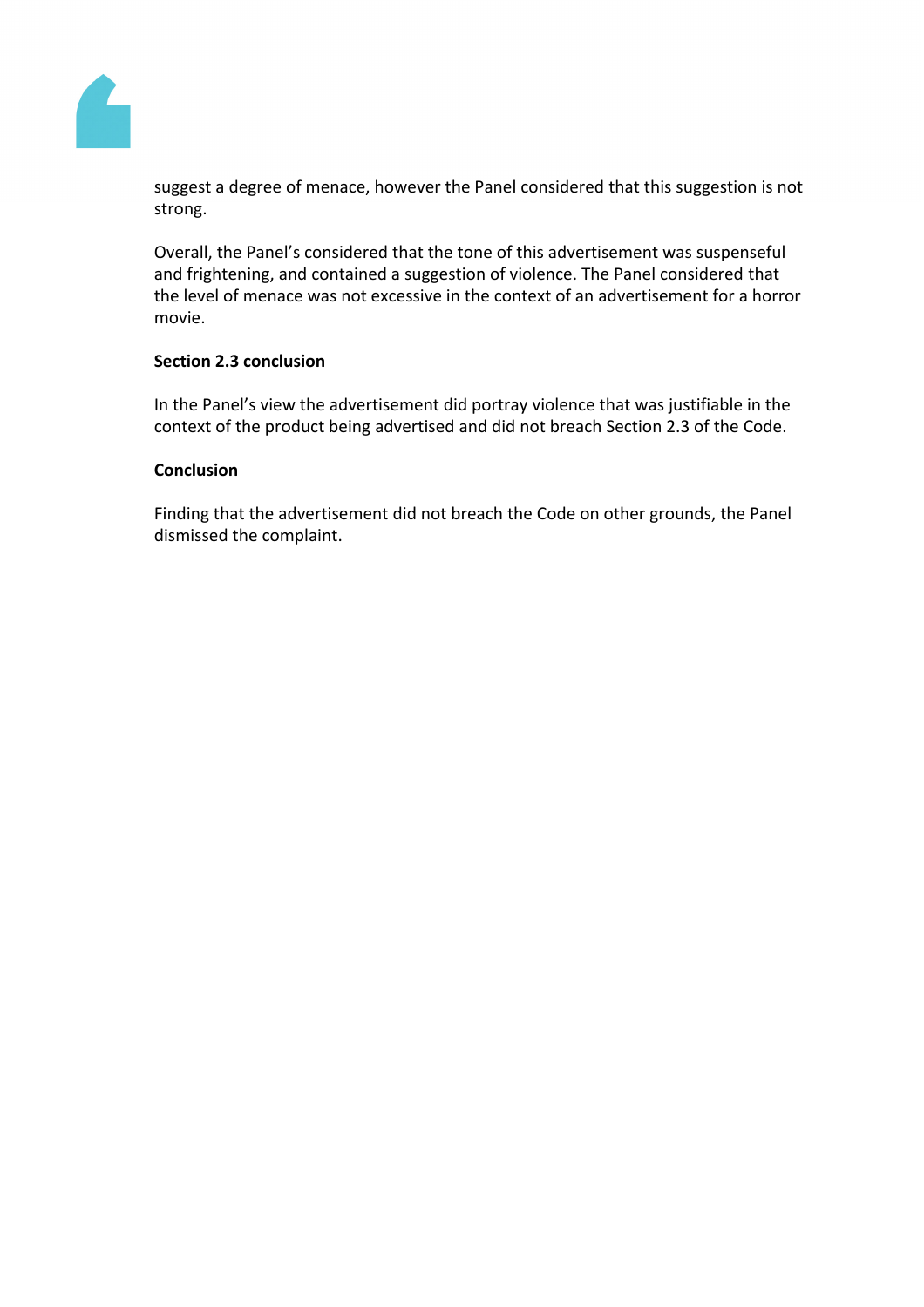suggest a degree of menace, however the Panel considered that this suggestion is not strong.

Overall, the Panel's considered that the tone of this advertisement was suspenseful and frightening, and contained a suggestion of violence. The Panel considered that the level of menace was not excessive in the context of an advertisement for a horror movie.

**Section 2.3 conclusion**

In the Panel's view the advertisement did portray violence that was justifiable in the context of the product being advertised and did not breach Section 2.3 of the Code.

**Conclusion**

Finding that the advertisement did not breach the Code on other grounds, the Panel dismissed the complaint.